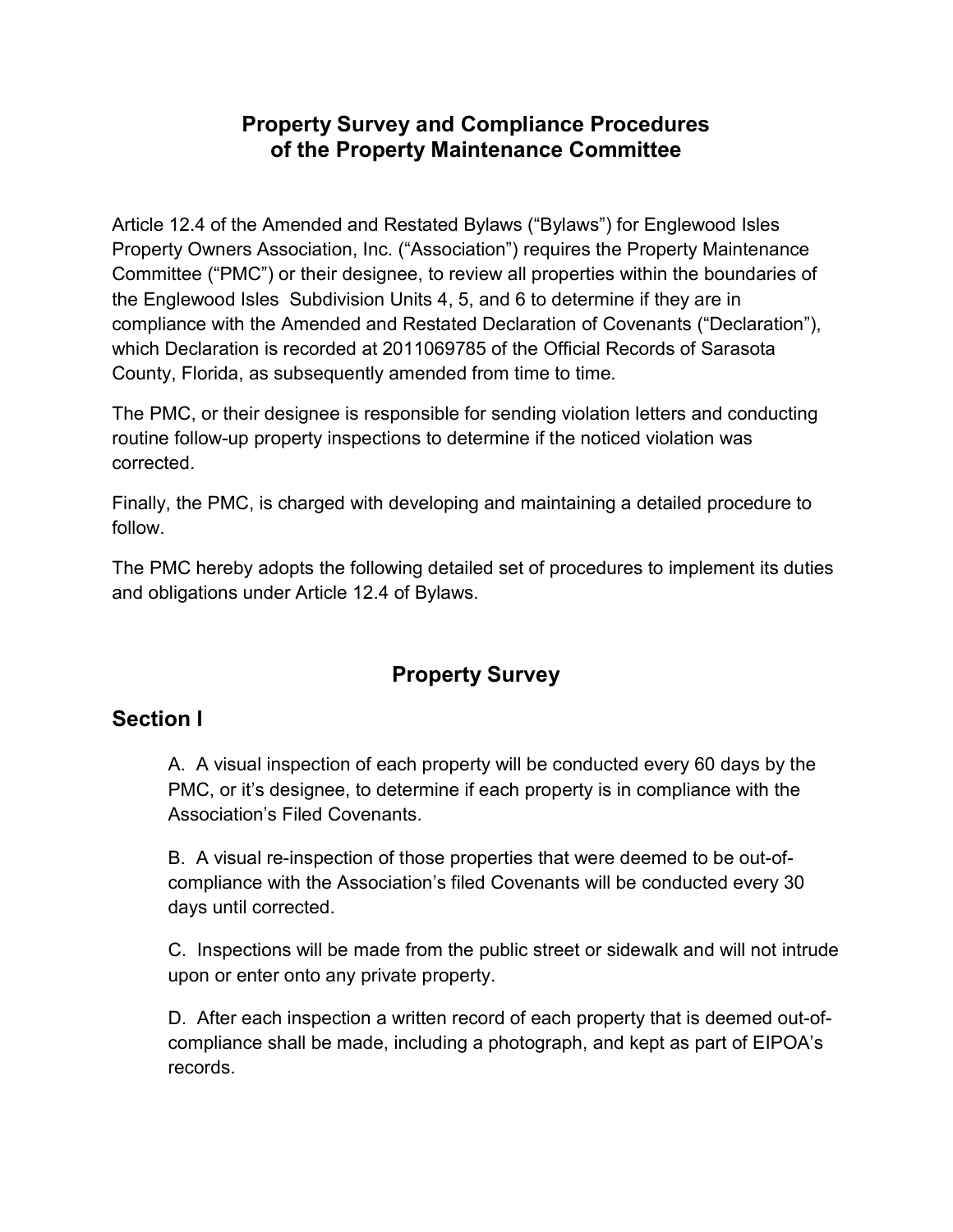# Property Survey and Compliance Procedures of the Property Maintenance Committee

Article 12.4 of the Amended and Restated Bylaws ("Bylaws") for Englewood Isles Property Owners Association, Inc. ("Association") requires the Property Maintenance Committee ("PMC") or their designee, to review all properties within the boundaries of the Englewood Isles Subdivision Units 4, 5, and 6 to determine if they are in compliance with the Amended and Restated Declaration of Covenants ("Declaration"), which Declaration is recorded at 2011069785 of the Official Records of Sarasota County, Florida, as subsequently amended from time to time.

The PMC, or their designee is responsible for sending violation letters and conducting routine follow-up property inspections to determine if the noticed violation was corrected.

Finally, the PMC, is charged with developing and maintaining a detailed procedure to follow.

The PMC hereby adopts the following detailed set of procedures to implement its duties and obligations under Article 12.4 of Bylaws.

## Property Survey

## Section I

A. A visual inspection of each property will be conducted every 60 days by the PMC, or it's designee, to determine if each property is in compliance with the Association's Filed Covenants.

B. A visual re-inspection of those properties that were deemed to be out-of-compliance with the Association's filed Covenants will be conducted every 30 days until corrected.

C. Inspections will be made from the public street or sidewalk and will not intrude upon or enter onto any private property.

D. After each inspection a written record of each property that is deemed out-of-compliance shall be made, including a photograph, and kept as part of EIPOA's records.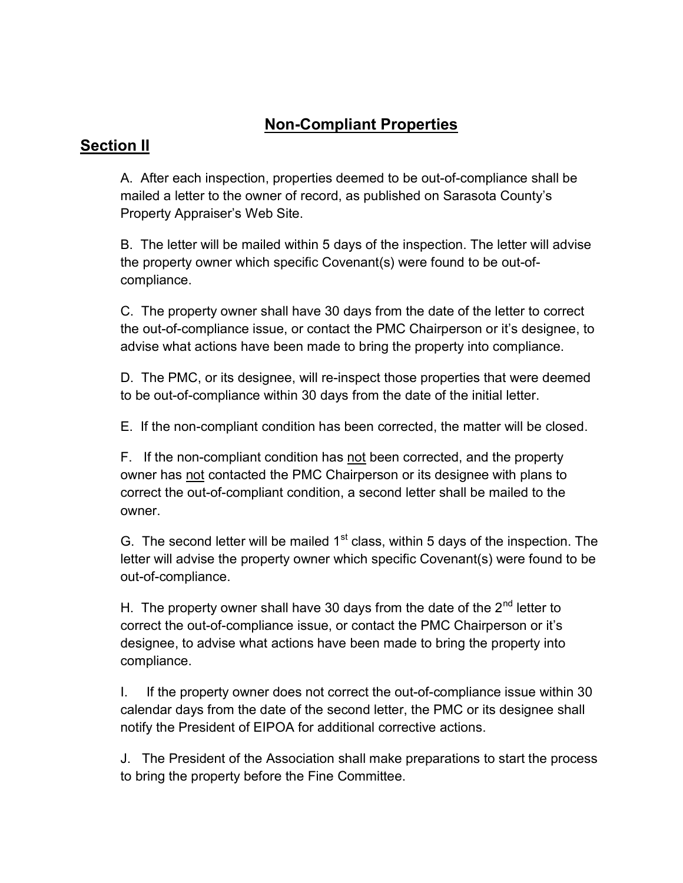# Non-Compliant Properties

## Section II

A. After each inspection, properties deemed to be out-of-compliance shall be mailed a letter to the owner of record, as published on Sarasota County's Property Appraiser's Web Site.

B. The letter will be mailed within 5 days of the inspection. The letter will advise the property owner which specific Covenant(s) were found to be out-of-compliance.

C. The property owner shall have 30 days from the date of the letter to correct the out-of-compliance issue, or contact the PMC Chairperson or it's designee, to advise what actions have been made to bring the property into compliance.

D. The PMC, or its designee, will re-inspect those properties that were deemed to be out-of-compliance within 30 days from the date of the initial letter.

E. If the non-compliant condition has been corrected, the matter will be closed.

F. If the non-compliant condition has <u>not</u> been corrected, and the property owner has <u>not</u> contacted the PMC Chairperson or its designee with plans to correct the out-of-compliant condition, a second letter shall be mailed to the owner.

G. The second letter will be mailed 1st class, within 5 days of the inspection. The letter will advise the property owner which specific Covenant(s) were found to be out-of-compliance.

H. The property owner shall have 30 days from the date of the 2nd letter to correct the out-of-compliance issue, or contact the PMC Chairperson or it's designee, to advise what actions have been made to bring the property into compliance.

I. If the property owner does not correct the out-of-compliance issue within 30 calendar days from the date of the second letter, the PMC or its designee shall notify the President of EIPOA for additional corrective actions.

J. The President of the Association shall make preparations to start the process to bring the property before the Fine Committee.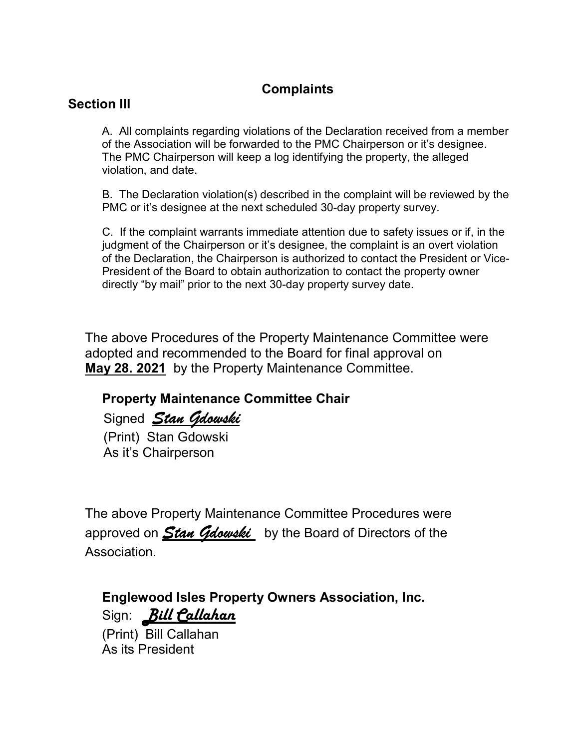## Complaints

### Section III

A. All complaints regarding violations of the Declaration received from a member of the Association will be forwarded to the PMC Chairperson or it's designee. The PMC Chairperson will keep a log identifying the property, the alleged violation, and date.

B. The Declaration violation(s) described in the complaint will be reviewed by the PMC or it's designee at the next scheduled 30-day property survey.

C. If the complaint warrants immediate attention due to safety issues or if, in the judgment of the Chairperson or it's designee, the complaint is an overt violation of the Declaration, the Chairperson is authorized to contact the President or Vice-President of the Board to obtain authorization to contact the property owner directly "by mail" prior to the next 30-day property survey date.

The above Procedures of the Property Maintenance Committee were adopted and recommended to the Board for final approval on **May 28. 2021** by the Property Maintenance Committee.

**Property Maintenance Committee Chair**

Signed *Stan Gdowski*
(Print) Stan Gdowski
As it's Chairperson

The above Property Maintenance Committee Procedures were approved on *Stan Gdowski* by the Board of Directors of the Association.

**Englewood Isles Property Owners Association, Inc.**

Sign: *Bill Callahan*
(Print) Bill Callahan
As its President